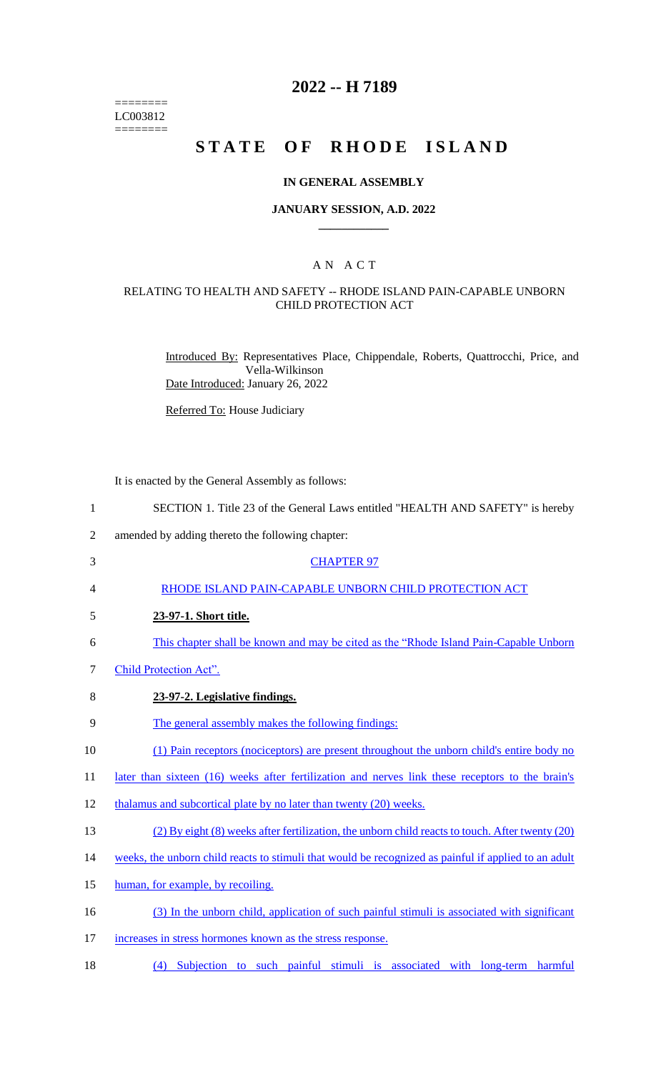========
LC003812
========

# 2022 -- H 7189

# STATE OF RHODE ISLAND

## IN GENERAL ASSEMBLY

### JANUARY SESSION, A.D. 2022

## AN ACT

### RELATING TO HEALTH AND SAFETY -- RHODE ISLAND PAIN-CAPABLE UNBORN CHILD PROTECTION ACT

Introduced By: Representatives Place, Chippendale, Roberts, Quattrocchi, Price, and Vella-Wilkinson

Date Introduced: January 26, 2022

Referred To: House Judiciary

It is enacted by the General Assembly as follows:

1 SECTION 1. Title 23 of the General Laws entitled "HEALTH AND SAFETY" is hereby

2 amended by adding thereto the following chapter:

3 CHAPTER 97

4 RHODE ISLAND PAIN-CAPABLE UNBORN CHILD PROTECTION ACT

5 **23-97-1. Short title.**

6 This chapter shall be known and may be cited as the "Rhode Island Pain-Capable Unborn

7 Child Protection Act".

8 **23-97-2. Legislative findings.**

9 The general assembly makes the following findings:

10 (1) Pain receptors (nociceptors) are present throughout the unborn child's entire body no

11 later than sixteen (16) weeks after fertilization and nerves link these receptors to the brain's

12 thalamus and subcortical plate by no later than twenty (20) weeks.

13 (2) By eight (8) weeks after fertilization, the unborn child reacts to touch. After twenty (20)

14 weeks, the unborn child reacts to stimuli that would be recognized as painful if applied to an adult

15 human, for example, by recoiling.

16 (3) In the unborn child, application of such painful stimuli is associated with significant

17 increases in stress hormones known as the stress response.

18 (4) Subjection to such painful stimuli is associated with long-term harmful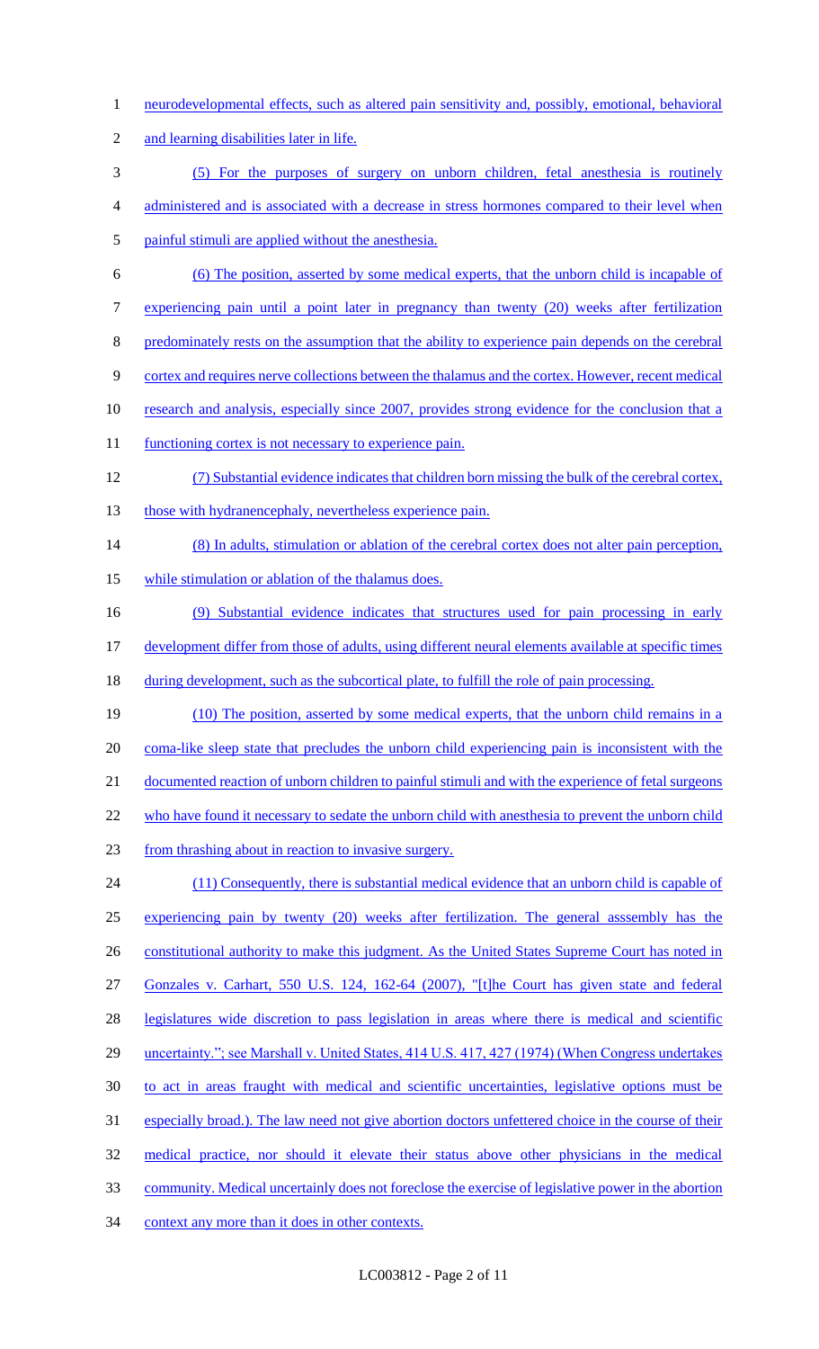neurodevelopmental effects, such as altered pain sensitivity and, possibly, emotional, behavioral and learning disabilities later in life.

(5) For the purposes of surgery on unborn children, fetal anesthesia is routinely administered and is associated with a decrease in stress hormones compared to their level when painful stimuli are applied without the anesthesia.

(6) The position, asserted by some medical experts, that the unborn child is incapable of experiencing pain until a point later in pregnancy than twenty (20) weeks after fertilization predominately rests on the assumption that the ability to experience pain depends on the cerebral cortex and requires nerve collections between the thalamus and the cortex. However, recent medical research and analysis, especially since 2007, provides strong evidence for the conclusion that a functioning cortex is not necessary to experience pain.

(7) Substantial evidence indicates that children born missing the bulk of the cerebral cortex, those with hydranencephaly, nevertheless experience pain.

(8) In adults, stimulation or ablation of the cerebral cortex does not alter pain perception, while stimulation or ablation of the thalamus does.

(9) Substantial evidence indicates that structures used for pain processing in early development differ from those of adults, using different neural elements available at specific times during development, such as the subcortical plate, to fulfill the role of pain processing.

(10) The position, asserted by some medical experts, that the unborn child remains in a coma-like sleep state that precludes the unborn child experiencing pain is inconsistent with the documented reaction of unborn children to painful stimuli and with the experience of fetal surgeons who have found it necessary to sedate the unborn child with anesthesia to prevent the unborn child from thrashing about in reaction to invasive surgery.

(11) Consequently, there is substantial medical evidence that an unborn child is capable of experiencing pain by twenty (20) weeks after fertilization. The general asssembly has the constitutional authority to make this judgment. As the United States Supreme Court has noted in Gonzales v. Carhart, 550 U.S. 124, 162-64 (2007), "[t]he Court has given state and federal legislatures wide discretion to pass legislation in areas where there is medical and scientific uncertainty."; see Marshall v. United States, 414 U.S. 417, 427 (1974) (When Congress undertakes to act in areas fraught with medical and scientific uncertainties, legislative options must be especially broad.). The law need not give abortion doctors unfettered choice in the course of their medical practice, nor should it elevate their status above other physicians in the medical community. Medical uncertainly does not foreclose the exercise of legislative power in the abortion context any more than it does in other contexts.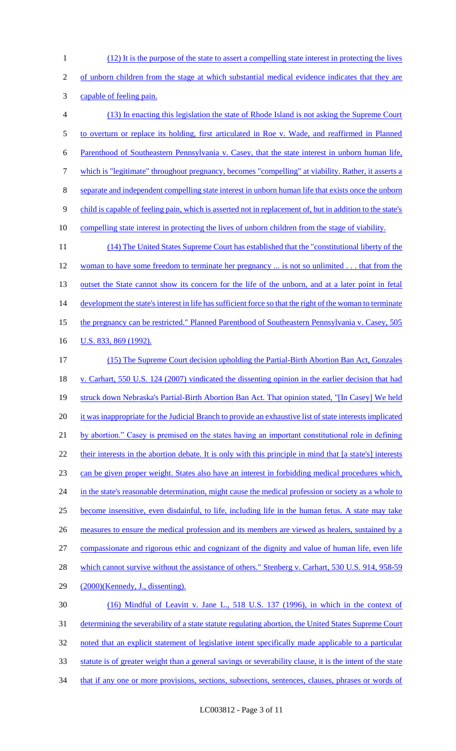(12) It is the purpose of the state to assert a compelling state interest in protecting the lives of unborn children from the stage at which substantial medical evidence indicates that they are capable of feeling pain.

(13) In enacting this legislation the state of Rhode Island is not asking the Supreme Court to overturn or replace its holding, first articulated in Roe v. Wade, and reaffirmed in Planned Parenthood of Southeastern Pennsylvania v. Casey, that the state interest in unborn human life, which is "legitimate" throughout pregnancy, becomes "compelling" at viability. Rather, it asserts a separate and independent compelling state interest in unborn human life that exists once the unborn child is capable of feeling pain, which is asserted not in replacement of, but in addition to the state's compelling state interest in protecting the lives of unborn children from the stage of viability.

(14) The United States Supreme Court has established that the "constitutional liberty of the woman to have some freedom to terminate her pregnancy ... is not so unlimited . . . that from the outset the State cannot show its concern for the life of the unborn, and at a later point in fetal development the state's interest in life has sufficient force so that the right of the woman to terminate the pregnancy can be restricted." Planned Parenthood of Southeastern Pennsylvania v. Casey, 505 U.S. 833, 869 (1992).

(15) The Supreme Court decision upholding the Partial-Birth Abortion Ban Act, Gonzales v. Carhart, 550 U.S. 124 (2007) vindicated the dissenting opinion in the earlier decision that had struck down Nebraska's Partial-Birth Abortion Ban Act. That opinion stated, "[In Casey] We held it was inappropriate for the Judicial Branch to provide an exhaustive list of state interests implicated by abortion." Casey is premised on the states having an important constitutional role in defining their interests in the abortion debate. It is only with this principle in mind that [a state's] interests can be given proper weight. States also have an interest in forbidding medical procedures which, in the state's reasonable determination, might cause the medical profession or society as a whole to become insensitive, even disdainful, to life, including life in the human fetus. A state may take measures to ensure the medical profession and its members are viewed as healers, sustained by a compassionate and rigorous ethic and cognizant of the dignity and value of human life, even life which cannot survive without the assistance of others." Stenberg v. Carhart, 530 U.S. 914, 958-59 (2000)(Kennedy, J., dissenting).

(16) Mindful of Leavitt v. Jane L., 518 U.S. 137 (1996), in which in the context of determining the severability of a state statute regulating abortion, the United States Supreme Court noted that an explicit statement of legislative intent specifically made applicable to a particular statute is of greater weight than a general savings or severability clause, it is the intent of the state that if any one or more provisions, sections, subsections, sentences, clauses, phrases or words of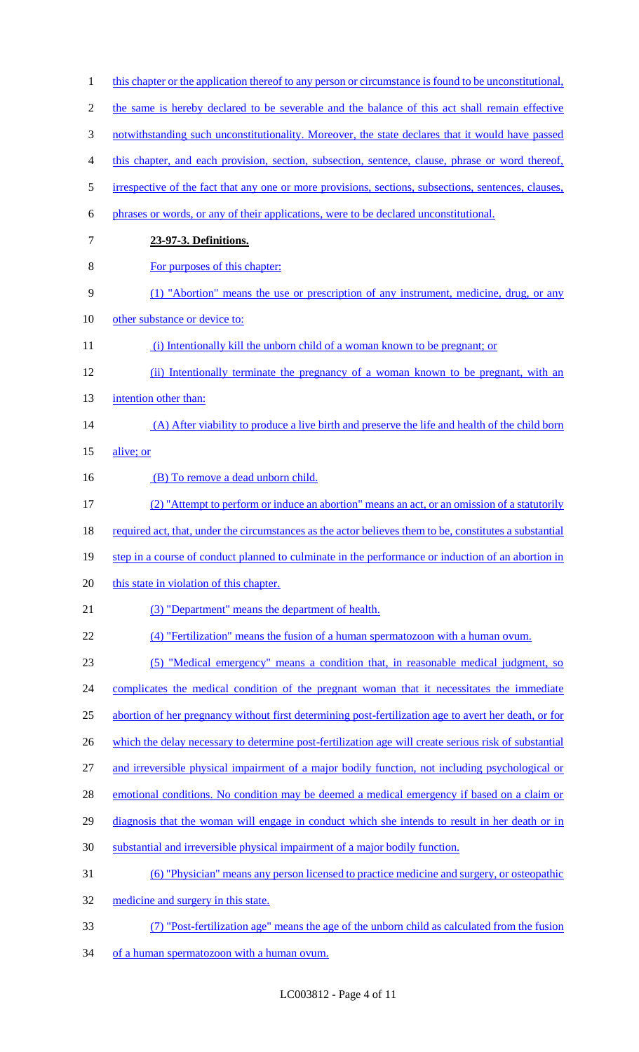this chapter or the application thereof to any person or circumstance is found to be unconstitutional, the same is hereby declared to be severable and the balance of this act shall remain effective notwithstanding such unconstitutionality. Moreover, the state declares that it would have passed this chapter, and each provision, section, subsection, sentence, clause, phrase or word thereof, irrespective of the fact that any one or more provisions, sections, subsections, sentences, clauses, phrases or words, or any of their applications, were to be declared unconstitutional.

**23-97-3. Definitions.**

For purposes of this chapter:

(1) "Abortion" means the use or prescription of any instrument, medicine, drug, or any other substance or device to:

(i) Intentionally kill the unborn child of a woman known to be pregnant; or

(ii) Intentionally terminate the pregnancy of a woman known to be pregnant, with an intention other than:

(A) After viability to produce a live birth and preserve the life and health of the child born alive; or

(B) To remove a dead unborn child.

(2) "Attempt to perform or induce an abortion" means an act, or an omission of a statutorily required act, that, under the circumstances as the actor believes them to be, constitutes a substantial step in a course of conduct planned to culminate in the performance or induction of an abortion in this state in violation of this chapter.

(3) "Department" means the department of health.

(4) "Fertilization" means the fusion of a human spermatozoon with a human ovum.

(5) "Medical emergency" means a condition that, in reasonable medical judgment, so complicates the medical condition of the pregnant woman that it necessitates the immediate abortion of her pregnancy without first determining post-fertilization age to avert her death, or for which the delay necessary to determine post-fertilization age will create serious risk of substantial and irreversible physical impairment of a major bodily function, not including psychological or emotional conditions. No condition may be deemed a medical emergency if based on a claim or diagnosis that the woman will engage in conduct which she intends to result in her death or in substantial and irreversible physical impairment of a major bodily function.

(6) "Physician" means any person licensed to practice medicine and surgery, or osteopathic medicine and surgery in this state.

(7) "Post-fertilization age" means the age of the unborn child as calculated from the fusion of a human spermatozoon with a human ovum.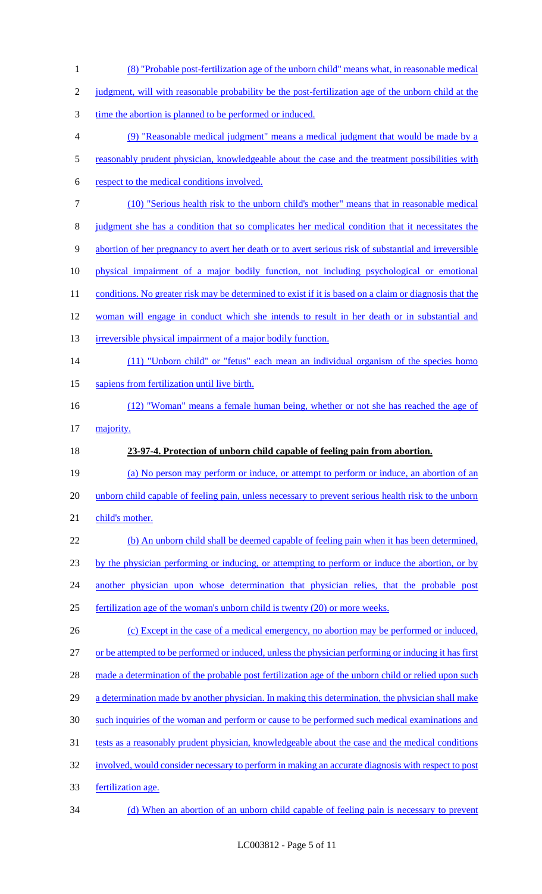(8) "Probable post-fertilization age of the unborn child" means what, in reasonable medical judgment, will with reasonable probability be the post-fertilization age of the unborn child at the time the abortion is planned to be performed or induced.

(9) "Reasonable medical judgment" means a medical judgment that would be made by a reasonably prudent physician, knowledgeable about the case and the treatment possibilities with respect to the medical conditions involved.

(10) "Serious health risk to the unborn child's mother" means that in reasonable medical judgment she has a condition that so complicates her medical condition that it necessitates the abortion of her pregnancy to avert her death or to avert serious risk of substantial and irreversible physical impairment of a major bodily function, not including psychological or emotional conditions. No greater risk may be determined to exist if it is based on a claim or diagnosis that the woman will engage in conduct which she intends to result in her death or in substantial and irreversible physical impairment of a major bodily function.

(11) "Unborn child" or "fetus" each mean an individual organism of the species homo sapiens from fertilization until live birth.

(12) "Woman" means a female human being, whether or not she has reached the age of majority.

**23-97-4. Protection of unborn child capable of feeling pain from abortion.**

(a) No person may perform or induce, or attempt to perform or induce, an abortion of an unborn child capable of feeling pain, unless necessary to prevent serious health risk to the unborn child's mother.

(b) An unborn child shall be deemed capable of feeling pain when it has been determined, by the physician performing or inducing, or attempting to perform or induce the abortion, or by another physician upon whose determination that physician relies, that the probable post fertilization age of the woman's unborn child is twenty (20) or more weeks.

(c) Except in the case of a medical emergency, no abortion may be performed or induced, or be attempted to be performed or induced, unless the physician performing or inducing it has first made a determination of the probable post fertilization age of the unborn child or relied upon such a determination made by another physician. In making this determination, the physician shall make such inquiries of the woman and perform or cause to be performed such medical examinations and tests as a reasonably prudent physician, knowledgeable about the case and the medical conditions involved, would consider necessary to perform in making an accurate diagnosis with respect to post fertilization age.

(d) When an abortion of an unborn child capable of feeling pain is necessary to prevent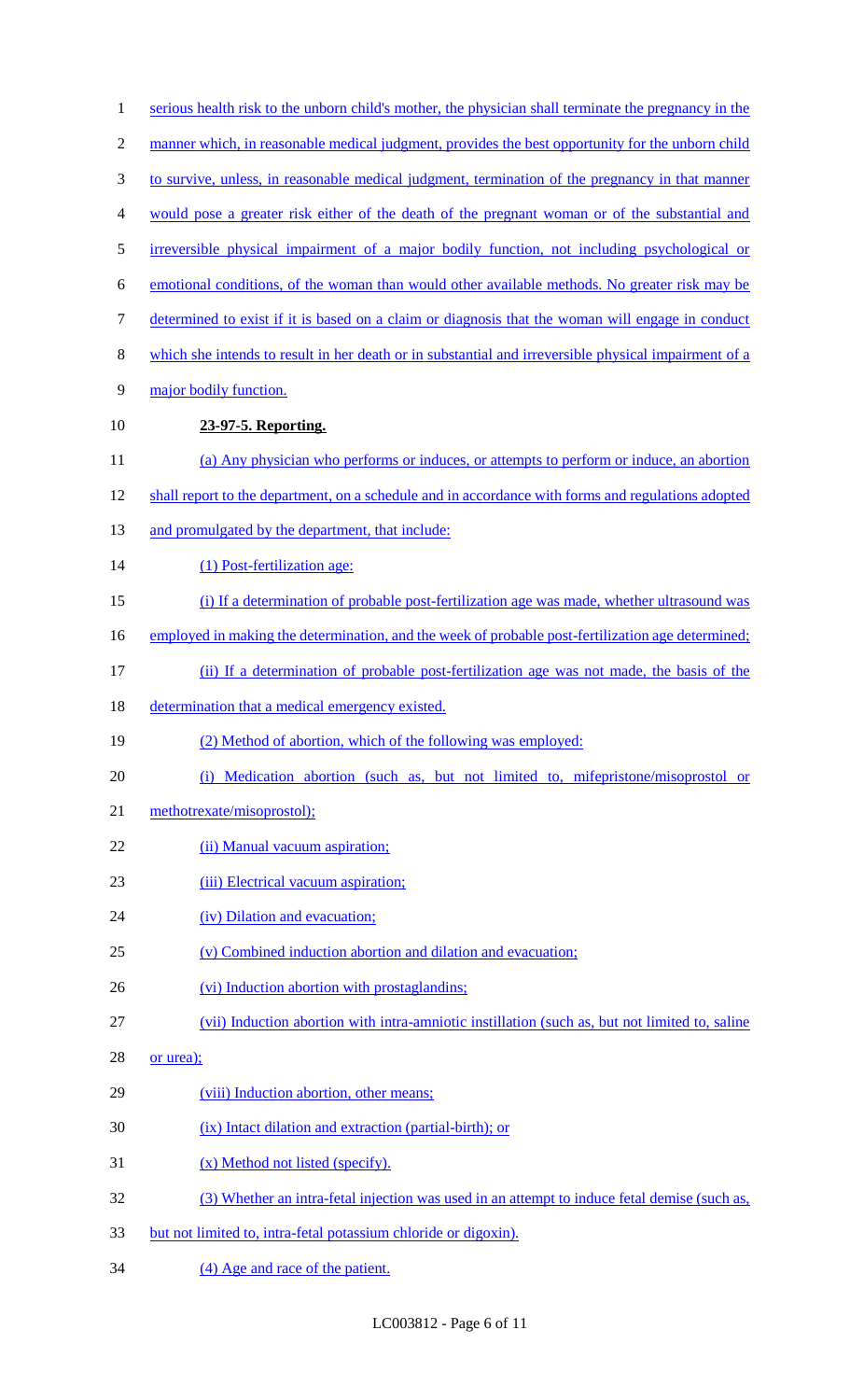serious health risk to the unborn child's mother, the physician shall terminate the pregnancy in the manner which, in reasonable medical judgment, provides the best opportunity for the unborn child to survive, unless, in reasonable medical judgment, termination of the pregnancy in that manner would pose a greater risk either of the death of the pregnant woman or of the substantial and irreversible physical impairment of a major bodily function, not including psychological or emotional conditions, of the woman than would other available methods. No greater risk may be determined to exist if it is based on a claim or diagnosis that the woman will engage in conduct which she intends to result in her death or in substantial and irreversible physical impairment of a major bodily function.

**23-97-5. Reporting.**

(a) Any physician who performs or induces, or attempts to perform or induce, an abortion shall report to the department, on a schedule and in accordance with forms and regulations adopted and promulgated by the department, that include:

(1) Post-fertilization age:

(i) If a determination of probable post-fertilization age was made, whether ultrasound was employed in making the determination, and the week of probable post-fertilization age determined;

(ii) If a determination of probable post-fertilization age was not made, the basis of the determination that a medical emergency existed.

(2) Method of abortion, which of the following was employed:

(i) Medication abortion (such as, but not limited to, mifepristone/misoprostol or methotrexate/misoprostol);

(ii) Manual vacuum aspiration;

(iii) Electrical vacuum aspiration;

(iv) Dilation and evacuation;

(v) Combined induction abortion and dilation and evacuation;

(vi) Induction abortion with prostaglandins;

(vii) Induction abortion with intra-amniotic instillation (such as, but not limited to, saline or urea);

(viii) Induction abortion, other means;

(ix) Intact dilation and extraction (partial-birth); or

(x) Method not listed (specify).

(3) Whether an intra-fetal injection was used in an attempt to induce fetal demise (such as, but not limited to, intra-fetal potassium chloride or digoxin).

(4) Age and race of the patient.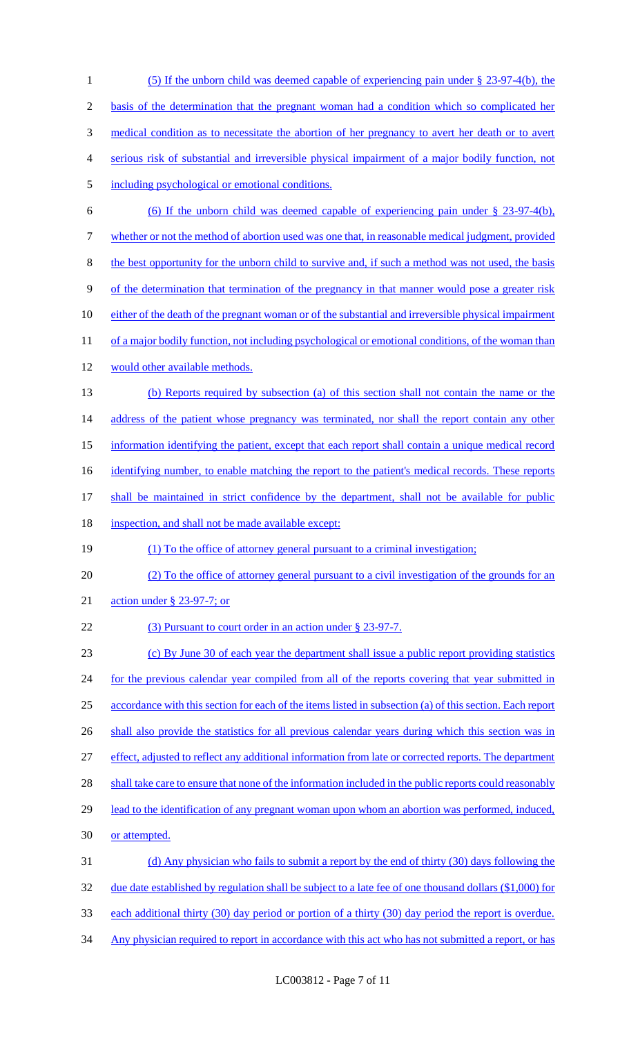(5) If the unborn child was deemed capable of experiencing pain under § 23-97-4(b), the basis of the determination that the pregnant woman had a condition which so complicated her medical condition as to necessitate the abortion of her pregnancy to avert her death or to avert serious risk of substantial and irreversible physical impairment of a major bodily function, not including psychological or emotional conditions.

(6) If the unborn child was deemed capable of experiencing pain under § 23-97-4(b), whether or not the method of abortion used was one that, in reasonable medical judgment, provided the best opportunity for the unborn child to survive and, if such a method was not used, the basis of the determination that termination of the pregnancy in that manner would pose a greater risk either of the death of the pregnant woman or of the substantial and irreversible physical impairment of a major bodily function, not including psychological or emotional conditions, of the woman than would other available methods.

(b) Reports required by subsection (a) of this section shall not contain the name or the address of the patient whose pregnancy was terminated, nor shall the report contain any other information identifying the patient, except that each report shall contain a unique medical record identifying number, to enable matching the report to the patient's medical records. These reports shall be maintained in strict confidence by the department, shall not be available for public inspection, and shall not be made available except:

(1) To the office of attorney general pursuant to a criminal investigation;

(2) To the office of attorney general pursuant to a civil investigation of the grounds for an action under § 23-97-7; or

(3) Pursuant to court order in an action under § 23-97-7.

(c) By June 30 of each year the department shall issue a public report providing statistics for the previous calendar year compiled from all of the reports covering that year submitted in accordance with this section for each of the items listed in subsection (a) of this section. Each report shall also provide the statistics for all previous calendar years during which this section was in effect, adjusted to reflect any additional information from late or corrected reports. The department shall take care to ensure that none of the information included in the public reports could reasonably lead to the identification of any pregnant woman upon whom an abortion was performed, induced, or attempted.

(d) Any physician who fails to submit a report by the end of thirty (30) days following the due date established by regulation shall be subject to a late fee of one thousand dollars ($1,000) for each additional thirty (30) day period or portion of a thirty (30) day period the report is overdue. Any physician required to report in accordance with this act who has not submitted a report, or has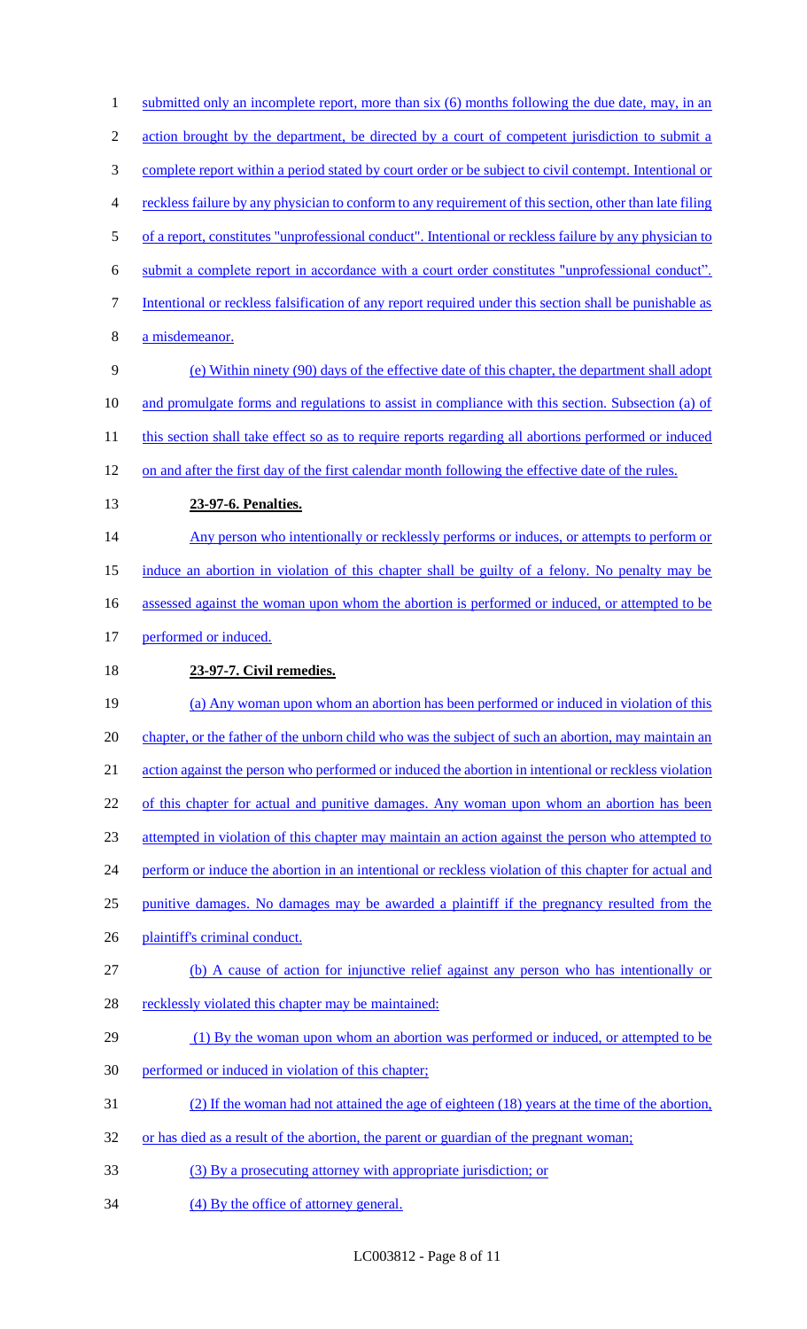submitted only an incomplete report, more than six (6) months following the due date, may, in an action brought by the department, be directed by a court of competent jurisdiction to submit a complete report within a period stated by court order or be subject to civil contempt. Intentional or reckless failure by any physician to conform to any requirement of this section, other than late filing of a report, constitutes "unprofessional conduct". Intentional or reckless failure by any physician to submit a complete report in accordance with a court order constitutes "unprofessional conduct". Intentional or reckless falsification of any report required under this section shall be punishable as a misdemeanor.

(e) Within ninety (90) days of the effective date of this chapter, the department shall adopt and promulgate forms and regulations to assist in compliance with this section. Subsection (a) of this section shall take effect so as to require reports regarding all abortions performed or induced on and after the first day of the first calendar month following the effective date of the rules.

**23-97-6. Penalties.**

Any person who intentionally or recklessly performs or induces, or attempts to perform or induce an abortion in violation of this chapter shall be guilty of a felony. No penalty may be assessed against the woman upon whom the abortion is performed or induced, or attempted to be performed or induced.

**23-97-7. Civil remedies.**

(a) Any woman upon whom an abortion has been performed or induced in violation of this chapter, or the father of the unborn child who was the subject of such an abortion, may maintain an action against the person who performed or induced the abortion in intentional or reckless violation of this chapter for actual and punitive damages. Any woman upon whom an abortion has been attempted in violation of this chapter may maintain an action against the person who attempted to perform or induce the abortion in an intentional or reckless violation of this chapter for actual and punitive damages. No damages may be awarded a plaintiff if the pregnancy resulted from the plaintiff's criminal conduct.

(b) A cause of action for injunctive relief against any person who has intentionally or recklessly violated this chapter may be maintained:

(1) By the woman upon whom an abortion was performed or induced, or attempted to be performed or induced in violation of this chapter;

(2) If the woman had not attained the age of eighteen (18) years at the time of the abortion, or has died as a result of the abortion, the parent or guardian of the pregnant woman;

(3) By a prosecuting attorney with appropriate jurisdiction; or

(4) By the office of attorney general.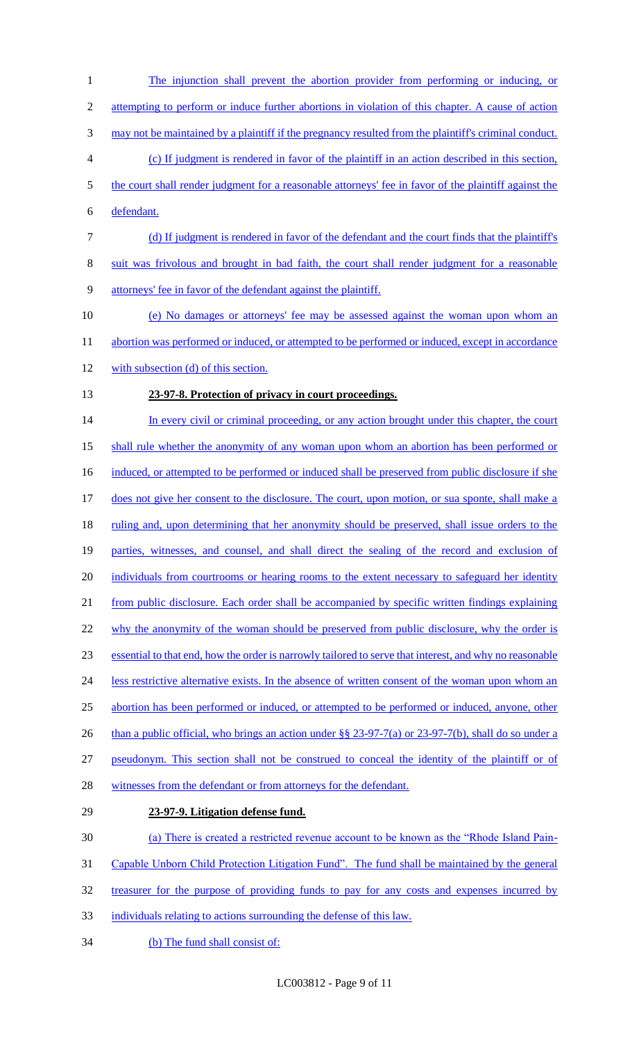The injunction shall prevent the abortion provider from performing or inducing, or attempting to perform or induce further abortions in violation of this chapter. A cause of action may not be maintained by a plaintiff if the pregnancy resulted from the plaintiff's criminal conduct.

(c) If judgment is rendered in favor of the plaintiff in an action described in this section, the court shall render judgment for a reasonable attorneys' fee in favor of the plaintiff against the defendant.

(d) If judgment is rendered in favor of the defendant and the court finds that the plaintiff's suit was frivolous and brought in bad faith, the court shall render judgment for a reasonable attorneys' fee in favor of the defendant against the plaintiff.

(e) No damages or attorneys' fee may be assessed against the woman upon whom an abortion was performed or induced, or attempted to be performed or induced, except in accordance with subsection (d) of this section.

**23-97-8. Protection of privacy in court proceedings.**

In every civil or criminal proceeding, or any action brought under this chapter, the court shall rule whether the anonymity of any woman upon whom an abortion has been performed or induced, or attempted to be performed or induced shall be preserved from public disclosure if she does not give her consent to the disclosure. The court, upon motion, or sua sponte, shall make a ruling and, upon determining that her anonymity should be preserved, shall issue orders to the parties, witnesses, and counsel, and shall direct the sealing of the record and exclusion of individuals from courtrooms or hearing rooms to the extent necessary to safeguard her identity from public disclosure. Each order shall be accompanied by specific written findings explaining why the anonymity of the woman should be preserved from public disclosure, why the order is essential to that end, how the order is narrowly tailored to serve that interest, and why no reasonable less restrictive alternative exists. In the absence of written consent of the woman upon whom an abortion has been performed or induced, or attempted to be performed or induced, anyone, other than a public official, who brings an action under §§ 23-97-7(a) or 23-97-7(b), shall do so under a pseudonym. This section shall not be construed to conceal the identity of the plaintiff or of witnesses from the defendant or from attorneys for the defendant.

**23-97-9. Litigation defense fund.**

(a) There is created a restricted revenue account to be known as the "Rhode Island Pain-Capable Unborn Child Protection Litigation Fund". The fund shall be maintained by the general treasurer for the purpose of providing funds to pay for any costs and expenses incurred by individuals relating to actions surrounding the defense of this law.

(b) The fund shall consist of: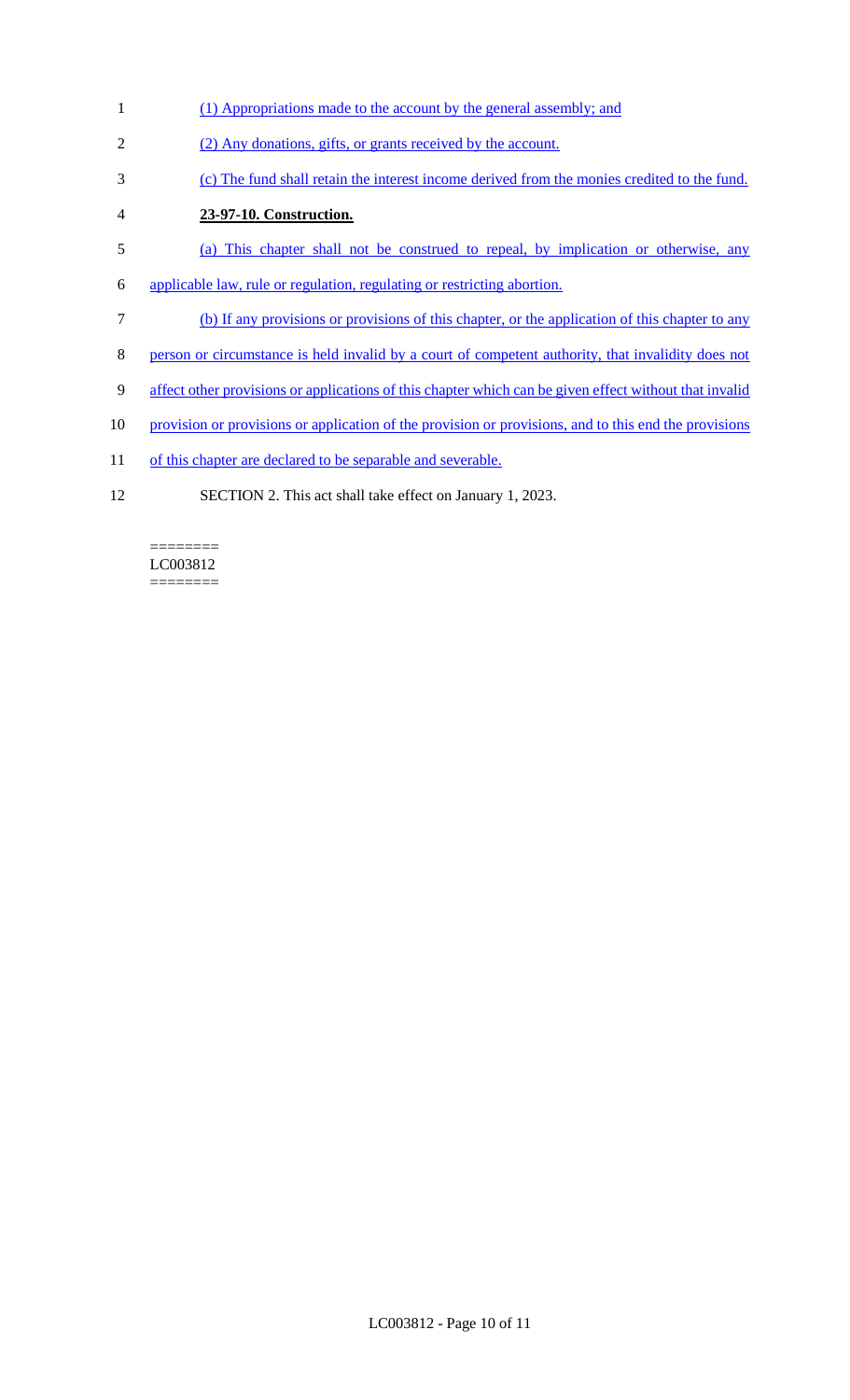(1) Appropriations made to the account by the general assembly; and

(2) Any donations, gifts, or grants received by the account.

(c) The fund shall retain the interest income derived from the monies credited to the fund.

**23-97-10. Construction.**

(a) This chapter shall not be construed to repeal, by implication or otherwise, any applicable law, rule or regulation, regulating or restricting abortion.

(b) If any provisions or provisions of this chapter, or the application of this chapter to any person or circumstance is held invalid by a court of competent authority, that invalidity does not affect other provisions or applications of this chapter which can be given effect without that invalid provision or provisions or application of the provision or provisions, and to this end the provisions of this chapter are declared to be separable and severable.

SECTION 2. This act shall take effect on January 1, 2023.

========
LC003812
========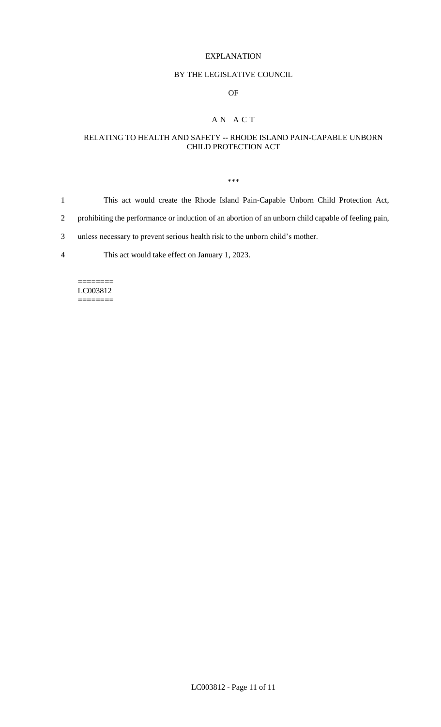EXPLANATION

BY THE LEGISLATIVE COUNCIL

OF

A N A C T

RELATING TO HEALTH AND SAFETY -- RHODE ISLAND PAIN-CAPABLE UNBORN CHILD PROTECTION ACT

\*\*\*

1 This act would create the Rhode Island Pain-Capable Unborn Child Protection Act,
2 prohibiting the performance or induction of an abortion of an unborn child capable of feeling pain,
3 unless necessary to prevent serious health risk to the unborn child's mother.
4 This act would take effect on January 1, 2023.

========
LC003812
========